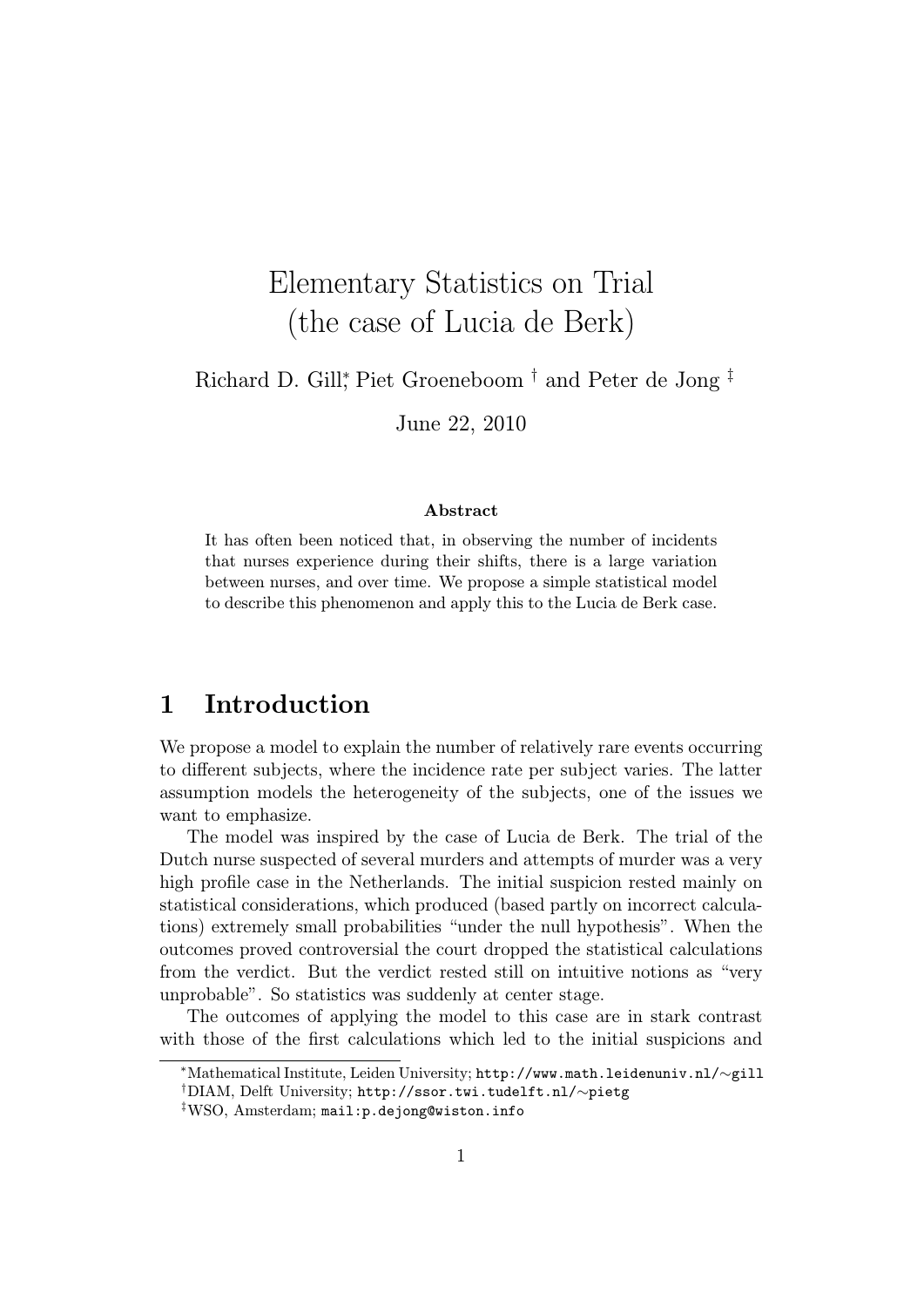# Elementary Statistics on Trial (the case of Lucia de Berk)

Richard D. Gill[*], Piet Groeneboom [†] and Peter de Jong [‡]

June 22, 2010

**Abstract**

It has often been noticed that, in observing the number of incidents that nurses experience during their shifts, there is a large variation between nurses, and over time. We propose a simple statistical model to describe this phenomenon and apply this to the Lucia de Berk case.

## 1 Introduction

We propose a model to explain the number of relatively rare events occurring to different subjects, where the incidence rate per subject varies. The latter assumption models the heterogeneity of the subjects, one of the issues we want to emphasize.

The model was inspired by the case of Lucia de Berk. The trial of the Dutch nurse suspected of several murders and attempts of murder was a very high profile case in the Netherlands. The initial suspicion rested mainly on statistical considerations, which produced (based partly on incorrect calculations) extremely small probabilities "under the null hypothesis". When the outcomes proved controversial the court dropped the statistical calculations from the verdict. But the verdict rested still on intuitive notions as "very unprobable". So statistics was suddenly at center stage.

The outcomes of applying the model to this case are in stark contrast with those of the first calculations which led to the initial suspicions and

[*] Mathematical Institute, Leiden University; http://www.math.leidenuniv.nl/∼gill

[†] DIAM, Delft University; http://ssor.twi.tudelft.nl/∼pietg

[‡] WSO, Amsterdam; mail:p.dejong@wiston.info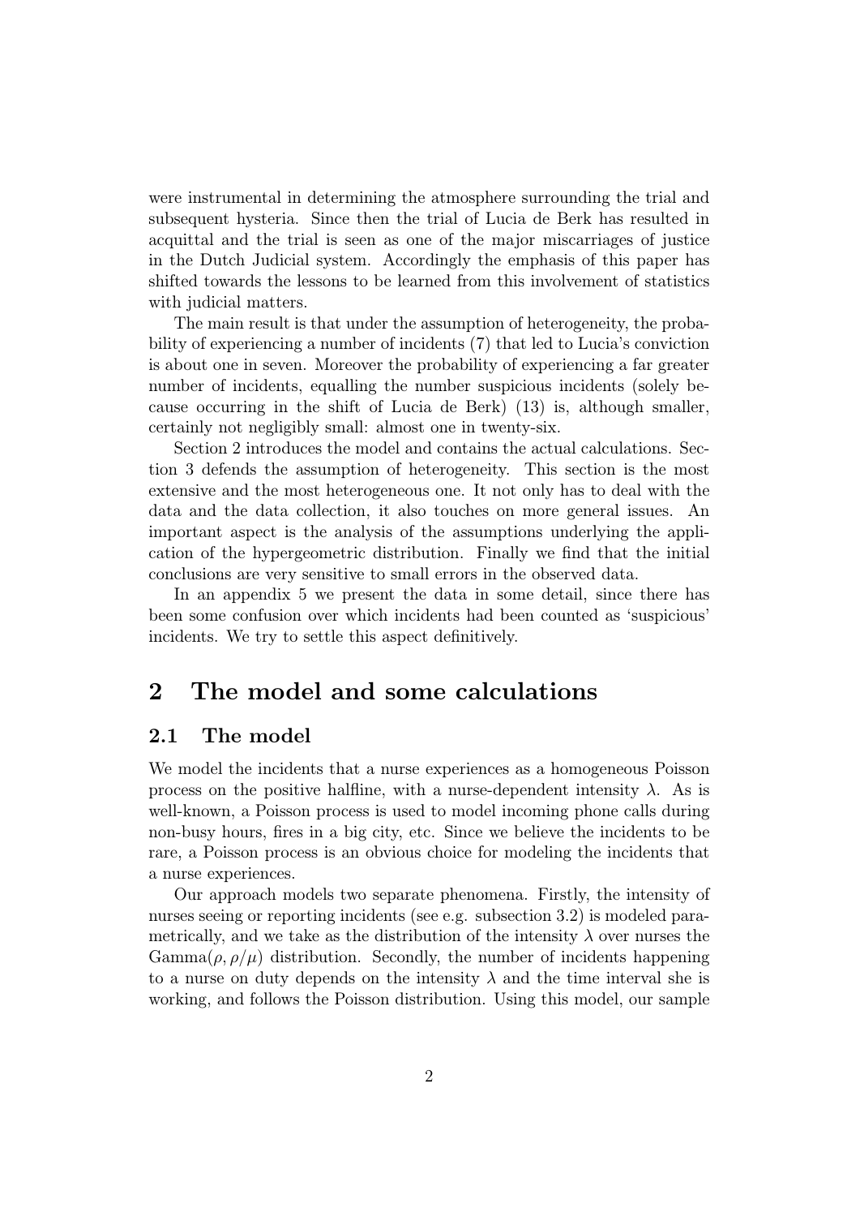were instrumental in determining the atmosphere surrounding the trial and subsequent hysteria. Since then the trial of Lucia de Berk has resulted in acquittal and the trial is seen as one of the major miscarriages of justice in the Dutch Judicial system. Accordingly the emphasis of this paper has shifted towards the lessons to be learned from this involvement of statistics with judicial matters.

The main result is that under the assumption of heterogeneity, the probability of experiencing a number of incidents (7) that led to Lucia's conviction is about one in seven. Moreover the probability of experiencing a far greater number of incidents, equalling the number suspicious incidents (solely because occurring in the shift of Lucia de Berk) (13) is, although smaller, certainly not negligibly small: almost one in twenty-six.

Section 2 introduces the model and contains the actual calculations. Section 3 defends the assumption of heterogeneity. This section is the most extensive and the most heterogeneous one. It not only has to deal with the data and the data collection, it also touches on more general issues. An important aspect is the analysis of the assumptions underlying the application of the hypergeometric distribution. Finally we find that the initial conclusions are very sensitive to small errors in the observed data.

In an appendix 5 we present the data in some detail, since there has been some confusion over which incidents had been counted as 'suspicious' incidents. We try to settle this aspect definitively.

# 2 The model and some calculations

## 2.1 The model

We model the incidents that a nurse experiences as a homogeneous Poisson process on the positive halfline, with a nurse-dependent intensity $\lambda$. As is well-known, a Poisson process is used to model incoming phone calls during non-busy hours, fires in a big city, etc. Since we believe the incidents to be rare, a Poisson process is an obvious choice for modeling the incidents that a nurse experiences.

Our approach models two separate phenomena. Firstly, the intensity of nurses seeing or reporting incidents (see e.g. subsection 3.2) is modeled parametrically, and we take as the distribution of the intensity $\lambda$ over nurses the $\text{Gamma}(\rho, \rho/\mu)$ distribution. Secondly, the number of incidents happening to a nurse on duty depends on the intensity $\lambda$ and the time interval she is working, and follows the Poisson distribution. Using this model, our sample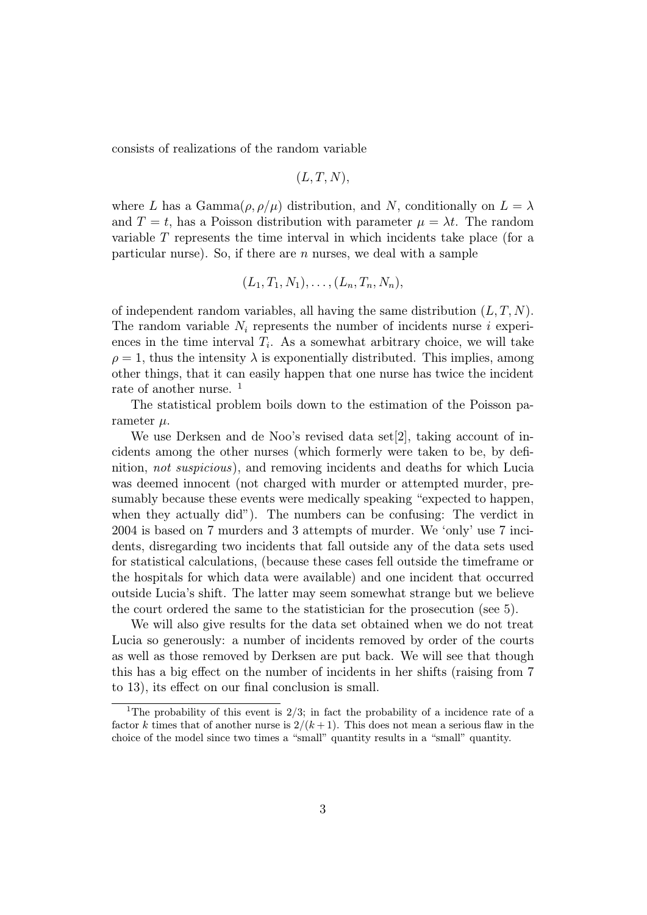consists of realizations of the random variable

$$(L, T, N),$$

where $L$ has a Gamma$(\rho, \rho/\mu)$ distribution, and $N$, conditionally on $L = \lambda$ and $T = t$, has a Poisson distribution with parameter $\mu = \lambda t$. The random variable $T$ represents the time interval in which incidents take place (for a particular nurse). So, if there are $n$ nurses, we deal with a sample

$$(L_1, T_1, N_1), \ldots, (L_n, T_n, N_n),$$

of independent random variables, all having the same distribution $(L, T, N)$. The random variable $N_i$ represents the number of incidents nurse $i$ experiences in the time interval $T_i$. As a somewhat arbitrary choice, we will take $\rho = 1$, thus the intensity $\lambda$ is exponentially distributed. This implies, among other things, that it can easily happen that one nurse has twice the incident rate of another nurse. [1]

The statistical problem boils down to the estimation of the Poisson parameter $\mu$.

We use Derksen and de Noo's revised data set[2], taking account of incidents among the other nurses (which formerly were taken to be, by definition, *not suspicious*), and removing incidents and deaths for which Lucia was deemed innocent (not charged with murder or attempted murder, presumably because these events were medically speaking "expected to happen, when they actually did"). The numbers can be confusing: The verdict in 2004 is based on 7 murders and 3 attempts of murder. We 'only' use 7 incidents, disregarding two incidents that fall outside any of the data sets used for statistical calculations, (because these cases fell outside the timeframe or the hospitals for which data were available) and one incident that occurred outside Lucia's shift. The latter may seem somewhat strange but we believe the court ordered the same to the statistician for the prosecution (see 5).

We will also give results for the data set obtained when we do not treat Lucia so generously: a number of incidents removed by order of the courts as well as those removed by Derksen are put back. We will see that though this has a big effect on the number of incidents in her shifts (raising from 7 to 13), its effect on our final conclusion is small.

[1] The probability of this event is $2/3$; in fact the probability of a incidence rate of a factor $k$ times that of another nurse is $2/(k+1)$. This does not mean a serious flaw in the choice of the model since two times a "small" quantity results in a "small" quantity.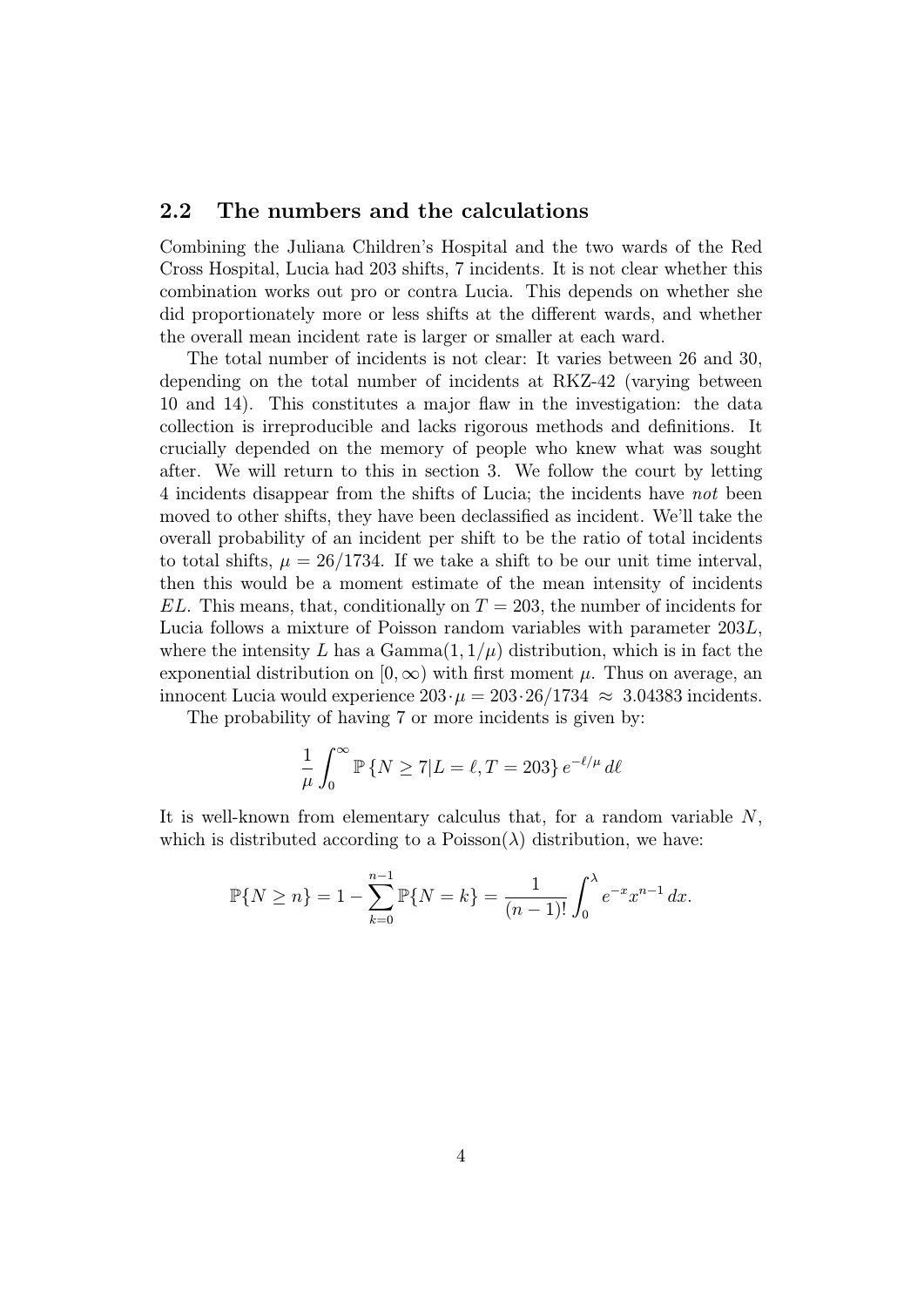## 2.2 The numbers and the calculations

Combining the Juliana Children's Hospital and the two wards of the Red Cross Hospital, Lucia had 203 shifts, 7 incidents. It is not clear whether this combination works out pro or contra Lucia. This depends on whether she did proportionately more or less shifts at the different wards, and whether the overall mean incident rate is larger or smaller at each ward.

The total number of incidents is not clear: It varies between 26 and 30, depending on the total number of incidents at RKZ-42 (varying between 10 and 14). This constitutes a major flaw in the investigation: the data collection is irreproducible and lacks rigorous methods and definitions. It crucially depended on the memory of people who knew what was sought after. We will return to this in section 3. We follow the court by letting 4 incidents disappear from the shifts of Lucia; the incidents have *not* been moved to other shifts, they have been declassified as incident. We'll take the overall probability of an incident per shift to be the ratio of total incidents to total shifts, $\mu = 26/1734$. If we take a shift to be our unit time interval, then this would be a moment estimate of the mean intensity of incidents $EL$. This means, that, conditionally on $T = 203$, the number of incidents for Lucia follows a mixture of Poisson random variables with parameter $203L$, where the intensity $L$ has a $\text{Gamma}(1, 1/\mu)$ distribution, which is in fact the exponential distribution on $[0, \infty)$ with first moment $\mu$. Thus on average, an innocent Lucia would experience $203 \cdot \mu = 203 \cdot 26/1734 \approx 3.04383$ incidents.

The probability of having 7 or more incidents is given by:

$$\frac{1}{\mu} \int_0^\infty \mathbb{P}\left\{N \geq 7 | L = \ell, T = 203\right\} e^{-\ell/\mu} \, d\ell$$

It is well-known from elementary calculus that, for a random variable $N$, which is distributed according to a $\text{Poisson}(\lambda)$ distribution, we have:

$$\mathbb{P}\{N \geq n\} = 1 - \sum_{k=0}^{n-1} \mathbb{P}\{N = k\} = \frac{1}{(n-1)!} \int_0^\lambda e^{-x} x^{n-1} \, dx.$$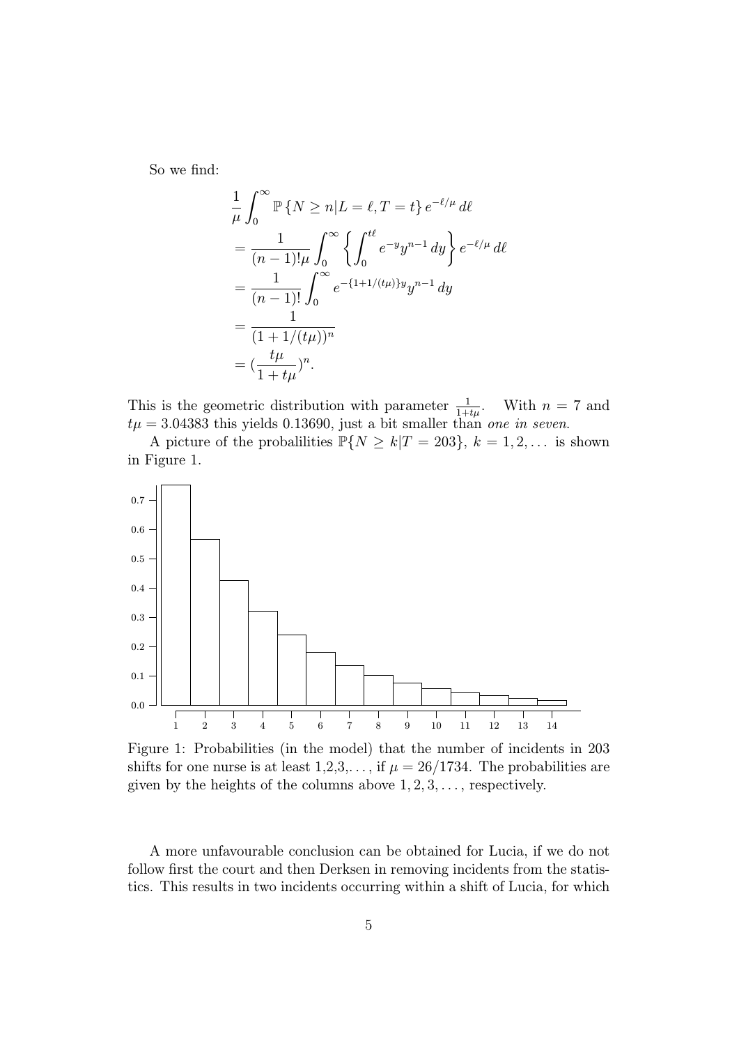So we find:

$$
\begin{aligned}
&\frac{1}{\mu}\int_0^\infty \mathbb{P}\left\{N \ge n | L=\ell, T=t\right\} e^{-\ell/\mu}\,d\ell \\
&= \frac{1}{(n-1)!\mu}\int_0^\infty \left\{\int_0^{t\ell} e^{-y}y^{n-1}\,dy\right\} e^{-\ell/\mu}\,d\ell \\
&= \frac{1}{(n-1)!}\int_0^\infty e^{-\{1+1/(t\mu)\}y}y^{n-1}\,dy \\
&= \frac{1}{(1+1/(t\mu))^n} \\
&= (\frac{t\mu}{1+t\mu})^n.
\end{aligned}
$$

This is the geometric distribution with parameter $\frac{1}{1+t\mu}$. With $n = 7$ and $t\mu = 3.04383$ this yields 0.13690, just a bit smaller than *one in seven*.

A picture of the probalilities $\mathbb{P}\{N \ge k | T = 203\}$, $k = 1, 2, \ldots$ is shown in Figure 1.

Figure 1: Probabilities (in the model) that the number of incidents in 203 shifts for one nurse is at least 1,2,3,..., if $\mu = 26/1734$. The probabilities are given by the heights of the columns above $1, 2, 3, \ldots$, respectively.

A more unfavourable conclusion can be obtained for Lucia, if we do not follow first the court and then Derksen in removing incidents from the statistics. This results in two incidents occurring within a shift of Lucia, for which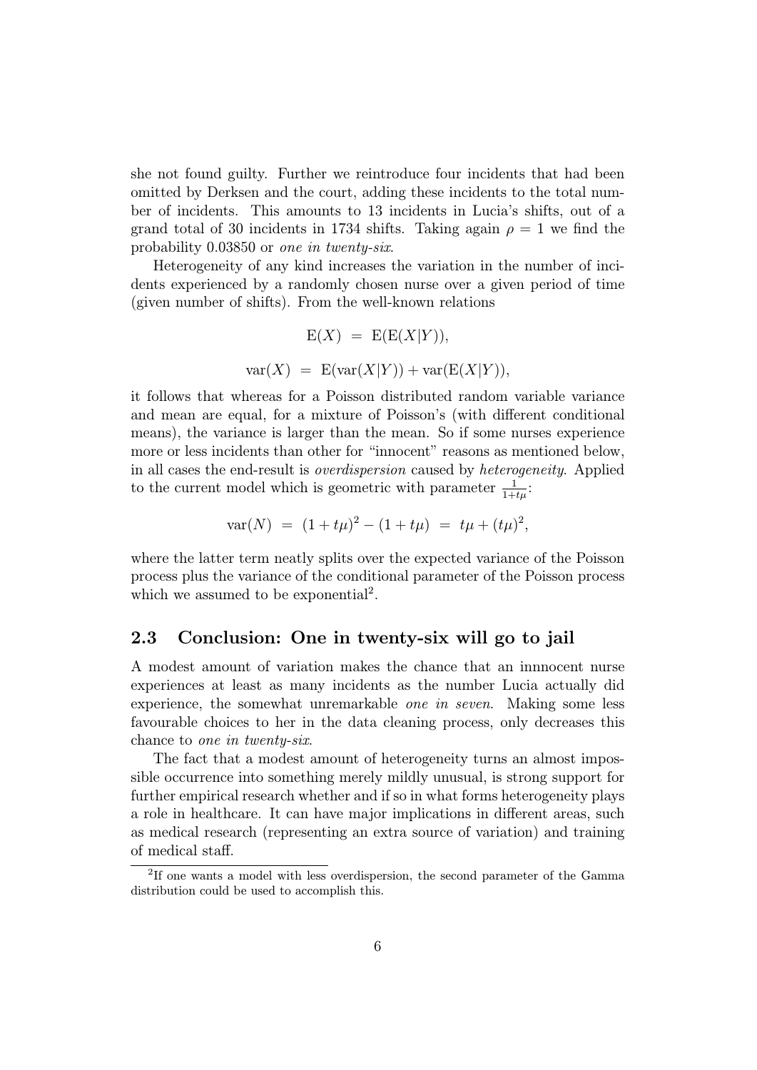she not found guilty. Further we reintroduce four incidents that had been omitted by Derksen and the court, adding these incidents to the total number of incidents. This amounts to 13 incidents in Lucia's shifts, out of a grand total of 30 incidents in 1734 shifts. Taking again $\rho = 1$ we find the probability 0.03850 or *one in twenty-six*.

Heterogeneity of any kind increases the variation in the number of incidents experienced by a randomly chosen nurse over a given period of time (given number of shifts). From the well-known relations

$$\mathrm{E}(X) \;=\; \mathrm{E}(\mathrm{E}(X|Y)),$$

$$\mathrm{var}(X) \;=\; \mathrm{E}(\mathrm{var}(X|Y)) + \mathrm{var}(\mathrm{E}(X|Y)),$$

it follows that whereas for a Poisson distributed random variable variance and mean are equal, for a mixture of Poisson's (with different conditional means), the variance is larger than the mean. So if some nurses experience more or less incidents than other for "innocent" reasons as mentioned below, in all cases the end-result is *overdispersion* caused by *heterogeneity*. Applied to the current model which is geometric with parameter $\frac{1}{1+t\mu}$:

$$\mathrm{var}(N) \;=\; (1+t\mu)^2 - (1+t\mu) \;=\; t\mu + (t\mu)^2,$$

where the latter term neatly splits over the expected variance of the Poisson process plus the variance of the conditional parameter of the Poisson process which we assumed to be exponential[2].

## 2.3 Conclusion: One in twenty-six will go to jail

A modest amount of variation makes the chance that an innnocent nurse experiences at least as many incidents as the number Lucia actually did experience, the somewhat unremarkable *one in seven*. Making some less favourable choices to her in the data cleaning process, only decreases this chance to *one in twenty-six*.

The fact that a modest amount of heterogeneity turns an almost impossible occurrence into something merely mildly unusual, is strong support for further empirical research whether and if so in what forms heterogeneity plays a role in healthcare. It can have major implications in different areas, such as medical research (representing an extra source of variation) and training of medical staff.

[2] If one wants a model with less overdispersion, the second parameter of the Gamma distribution could be used to accomplish this.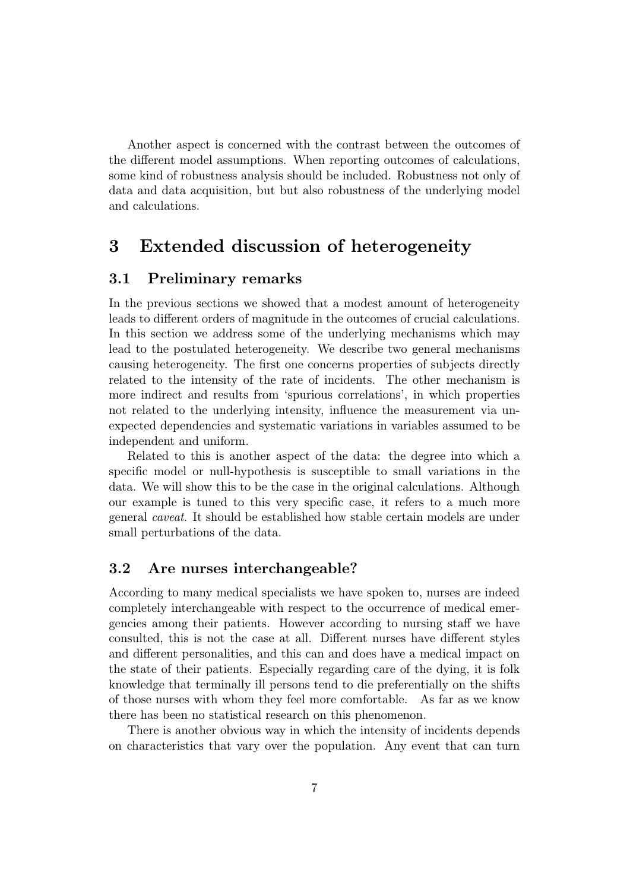Another aspect is concerned with the contrast between the outcomes of the different model assumptions. When reporting outcomes of calculations, some kind of robustness analysis should be included. Robustness not only of data and data acquisition, but but also robustness of the underlying model and calculations.

# 3 Extended discussion of heterogeneity

## 3.1 Preliminary remarks

In the previous sections we showed that a modest amount of heterogeneity leads to different orders of magnitude in the outcomes of crucial calculations. In this section we address some of the underlying mechanisms which may lead to the postulated heterogeneity. We describe two general mechanisms causing heterogeneity. The first one concerns properties of subjects directly related to the intensity of the rate of incidents. The other mechanism is more indirect and results from 'spurious correlations', in which properties not related to the underlying intensity, influence the measurement via unexpected dependencies and systematic variations in variables assumed to be independent and uniform.

Related to this is another aspect of the data: the degree into which a specific model or null-hypothesis is susceptible to small variations in the data. We will show this to be the case in the original calculations. Although our example is tuned to this very specific case, it refers to a much more general *caveat*. It should be established how stable certain models are under small perturbations of the data.

## 3.2 Are nurses interchangeable?

According to many medical specialists we have spoken to, nurses are indeed completely interchangeable with respect to the occurrence of medical emergencies among their patients. However according to nursing staff we have consulted, this is not the case at all. Different nurses have different styles and different personalities, and this can and does have a medical impact on the state of their patients. Especially regarding care of the dying, it is folk knowledge that terminally ill persons tend to die preferentially on the shifts of those nurses with whom they feel more comfortable. As far as we know there has been no statistical research on this phenomenon.

There is another obvious way in which the intensity of incidents depends on characteristics that vary over the population. Any event that can turn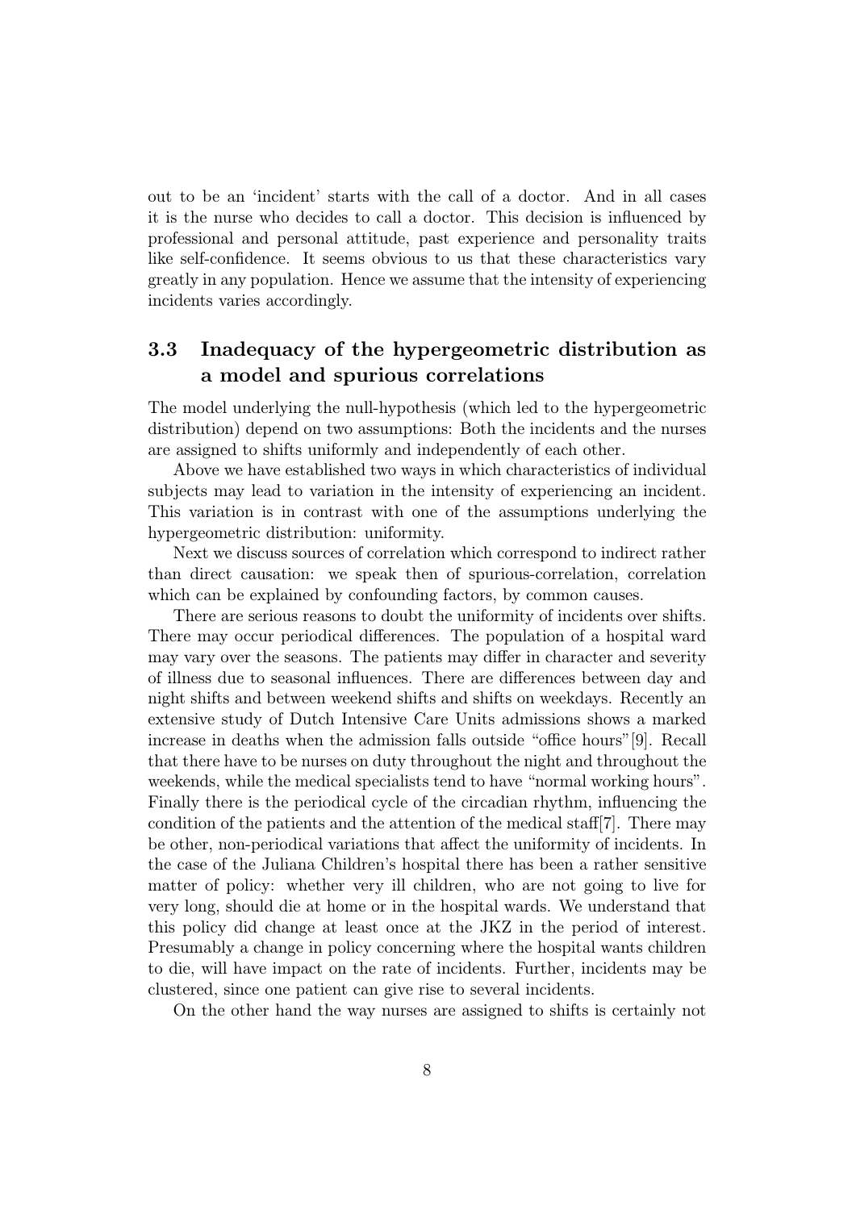out to be an 'incident' starts with the call of a doctor. And in all cases it is the nurse who decides to call a doctor. This decision is influenced by professional and personal attitude, past experience and personality traits like self-confidence. It seems obvious to us that these characteristics vary greatly in any population. Hence we assume that the intensity of experiencing incidents varies accordingly.

### 3.3 Inadequacy of the hypergeometric distribution as a model and spurious correlations

The model underlying the null-hypothesis (which led to the hypergeometric distribution) depend on two assumptions: Both the incidents and the nurses are assigned to shifts uniformly and independently of each other.

Above we have established two ways in which characteristics of individual subjects may lead to variation in the intensity of experiencing an incident. This variation is in contrast with one of the assumptions underlying the hypergeometric distribution: uniformity.

Next we discuss sources of correlation which correspond to indirect rather than direct causation: we speak then of spurious-correlation, correlation which can be explained by confounding factors, by common causes.

There are serious reasons to doubt the uniformity of incidents over shifts. There may occur periodical differences. The population of a hospital ward may vary over the seasons. The patients may differ in character and severity of illness due to seasonal influences. There are differences between day and night shifts and between weekend shifts and shifts on weekdays. Recently an extensive study of Dutch Intensive Care Units admissions shows a marked increase in deaths when the admission falls outside "office hours"[9]. Recall that there have to be nurses on duty throughout the night and throughout the weekends, while the medical specialists tend to have "normal working hours". Finally there is the periodical cycle of the circadian rhythm, influencing the condition of the patients and the attention of the medical staff[7]. There may be other, non-periodical variations that affect the uniformity of incidents. In the case of the Juliana Children's hospital there has been a rather sensitive matter of policy: whether very ill children, who are not going to live for very long, should die at home or in the hospital wards. We understand that this policy did change at least once at the JKZ in the period of interest. Presumably a change in policy concerning where the hospital wants children to die, will have impact on the rate of incidents. Further, incidents may be clustered, since one patient can give rise to several incidents.

On the other hand the way nurses are assigned to shifts is certainly not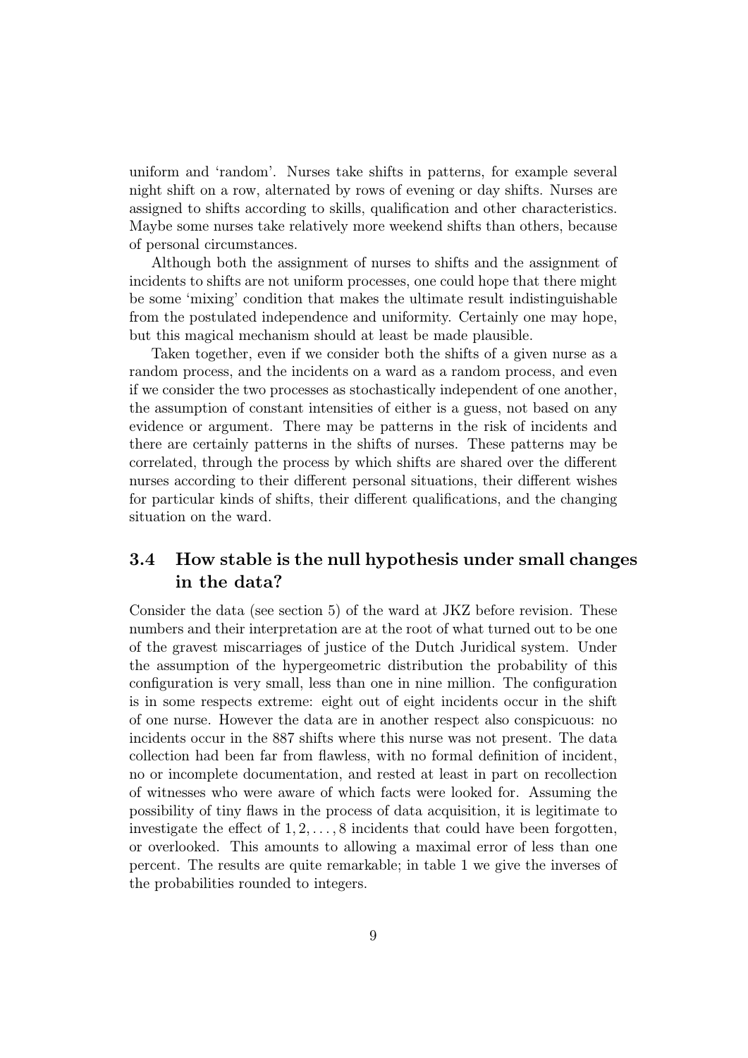uniform and 'random'. Nurses take shifts in patterns, for example several night shift on a row, alternated by rows of evening or day shifts. Nurses are assigned to shifts according to skills, qualification and other characteristics. Maybe some nurses take relatively more weekend shifts than others, because of personal circumstances.

Although both the assignment of nurses to shifts and the assignment of incidents to shifts are not uniform processes, one could hope that there might be some 'mixing' condition that makes the ultimate result indistinguishable from the postulated independence and uniformity. Certainly one may hope, but this magical mechanism should at least be made plausible.

Taken together, even if we consider both the shifts of a given nurse as a random process, and the incidents on a ward as a random process, and even if we consider the two processes as stochastically independent of one another, the assumption of constant intensities of either is a guess, not based on any evidence or argument. There may be patterns in the risk of incidents and there are certainly patterns in the shifts of nurses. These patterns may be correlated, through the process by which shifts are shared over the different nurses according to their different personal situations, their different wishes for particular kinds of shifts, their different qualifications, and the changing situation on the ward.

### 3.4 How stable is the null hypothesis under small changes in the data?

Consider the data (see section 5) of the ward at JKZ before revision. These numbers and their interpretation are at the root of what turned out to be one of the gravest miscarriages of justice of the Dutch Juridical system. Under the assumption of the hypergeometric distribution the probability of this configuration is very small, less than one in nine million. The configuration is in some respects extreme: eight out of eight incidents occur in the shift of one nurse. However the data are in another respect also conspicuous: no incidents occur in the 887 shifts where this nurse was not present. The data collection had been far from flawless, with no formal definition of incident, no or incomplete documentation, and rested at least in part on recollection of witnesses who were aware of which facts were looked for. Assuming the possibility of tiny flaws in the process of data acquisition, it is legitimate to investigate the effect of $1, 2, \ldots, 8$ incidents that could have been forgotten, or overlooked. This amounts to allowing a maximal error of less than one percent. The results are quite remarkable; in table 1 we give the inverses of the probabilities rounded to integers.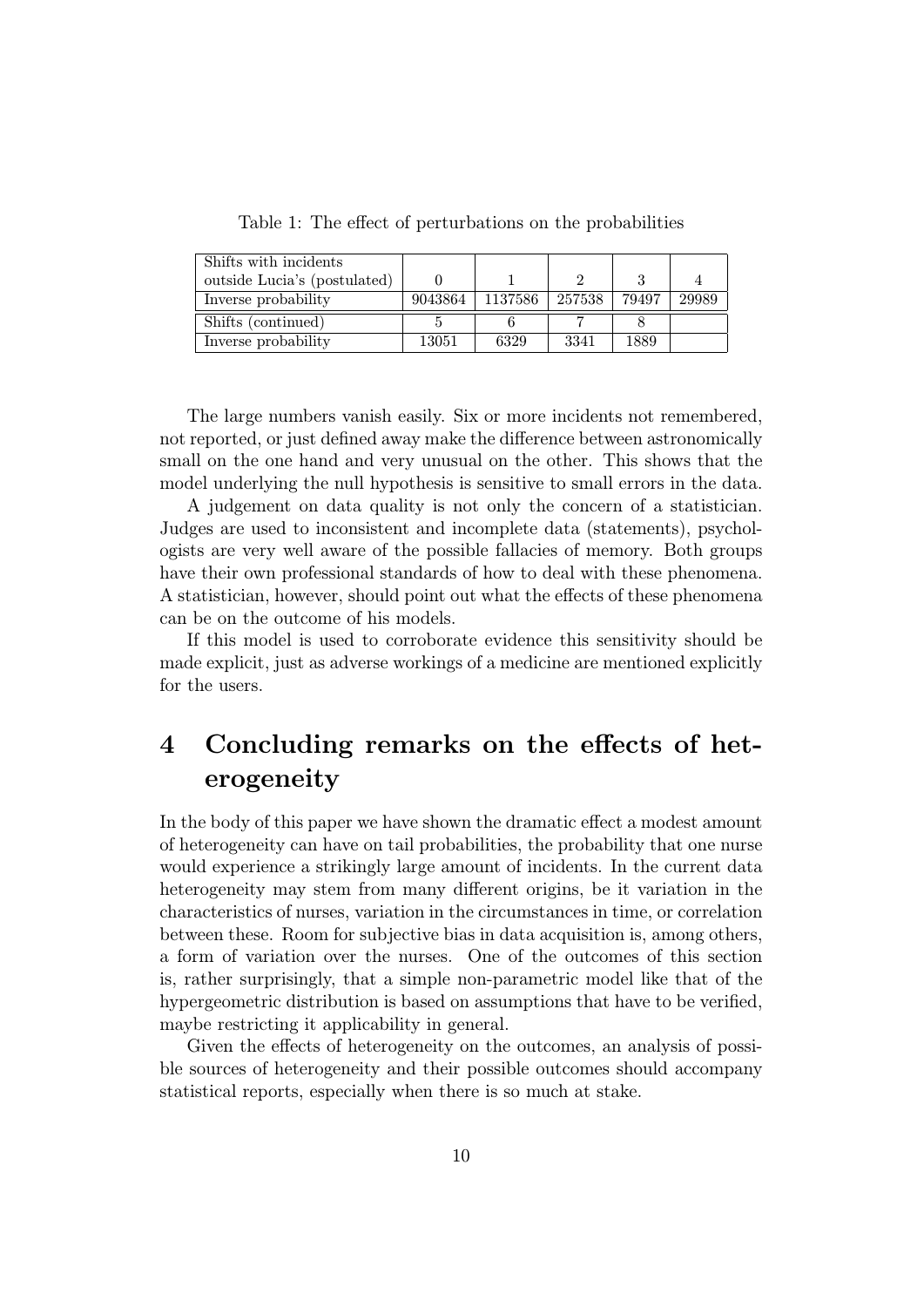Table 1: The effect of perturbations on the probabilities

| Shifts with incidents outside Lucia's (postulated) | 0 | 1 | 2 | 3 | 4 |
|---|---|---|---|---|---|
| Inverse probability | 9043864 | 1137586 | 257538 | 79497 | 29989 |
| Shifts (continued) | 5 | 6 | 7 | 8 | |
| Inverse probability | 13051 | 6329 | 3341 | 1889 | |

The large numbers vanish easily. Six or more incidents not remembered, not reported, or just defined away make the difference between astronomically small on the one hand and very unusual on the other. This shows that the model underlying the null hypothesis is sensitive to small errors in the data.

A judgement on data quality is not only the concern of a statistician. Judges are used to inconsistent and incomplete data (statements), psychologists are very well aware of the possible fallacies of memory. Both groups have their own professional standards of how to deal with these phenomena. A statistician, however, should point out what the effects of these phenomena can be on the outcome of his models.

If this model is used to corroborate evidence this sensitivity should be made explicit, just as adverse workings of a medicine are mentioned explicitly for the users.

# 4 Concluding remarks on the effects of heterogeneity

In the body of this paper we have shown the dramatic effect a modest amount of heterogeneity can have on tail probabilities, the probability that one nurse would experience a strikingly large amount of incidents. In the current data heterogeneity may stem from many different origins, be it variation in the characteristics of nurses, variation in the circumstances in time, or correlation between these. Room for subjective bias in data acquisition is, among others, a form of variation over the nurses. One of the outcomes of this section is, rather surprisingly, that a simple non-parametric model like that of the hypergeometric distribution is based on assumptions that have to be verified, maybe restricting it applicability in general.

Given the effects of heterogeneity on the outcomes, an analysis of possible sources of heterogeneity and their possible outcomes should accompany statistical reports, especially when there is so much at stake.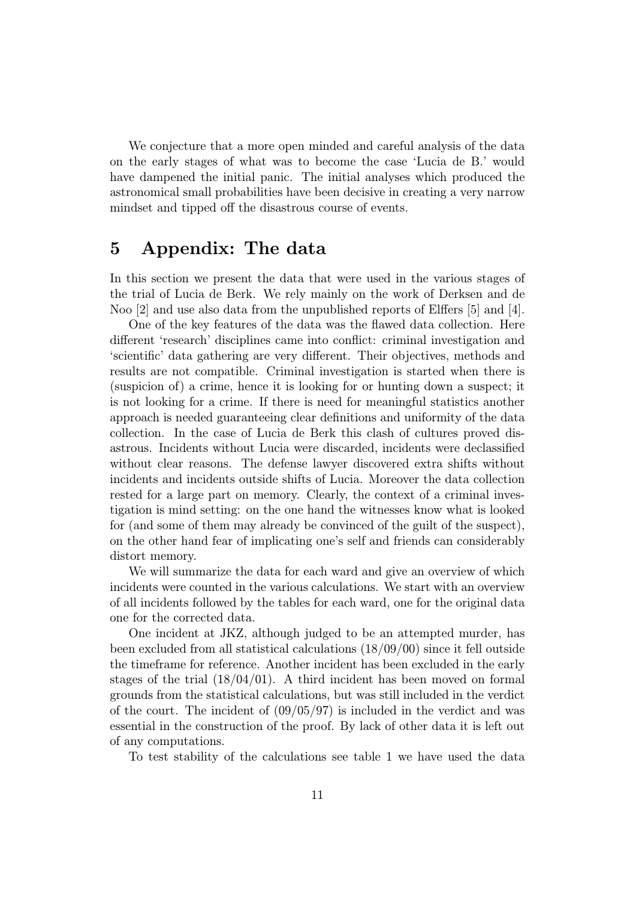We conjecture that a more open minded and careful analysis of the data on the early stages of what was to become the case 'Lucia de B.' would have dampened the initial panic. The initial analyses which produced the astronomical small probabilities have been decisive in creating a very narrow mindset and tipped off the disastrous course of events.

# 5 Appendix: The data

In this section we present the data that were used in the various stages of the trial of Lucia de Berk. We rely mainly on the work of Derksen and de Noo [2] and use also data from the unpublished reports of Elffers [5] and [4].

One of the key features of the data was the flawed data collection. Here different 'research' disciplines came into conflict: criminal investigation and 'scientific' data gathering are very different. Their objectives, methods and results are not compatible. Criminal investigation is started when there is (suspicion of) a crime, hence it is looking for or hunting down a suspect; it is not looking for a crime. If there is need for meaningful statistics another approach is needed guaranteeing clear definitions and uniformity of the data collection. In the case of Lucia de Berk this clash of cultures proved disastrous. Incidents without Lucia were discarded, incidents were declassified without clear reasons. The defense lawyer discovered extra shifts without incidents and incidents outside shifts of Lucia. Moreover the data collection rested for a large part on memory. Clearly, the context of a criminal investigation is mind setting: on the one hand the witnesses know what is looked for (and some of them may already be convinced of the guilt of the suspect), on the other hand fear of implicating one's self and friends can considerably distort memory.

We will summarize the data for each ward and give an overview of which incidents were counted in the various calculations. We start with an overview of all incidents followed by the tables for each ward, one for the original data one for the corrected data.

One incident at JKZ, although judged to be an attempted murder, has been excluded from all statistical calculations (18/09/00) since it fell outside the timeframe for reference. Another incident has been excluded in the early stages of the trial (18/04/01). A third incident has been moved on formal grounds from the statistical calculations, but was still included in the verdict of the court. The incident of (09/05/97) is included in the verdict and was essential in the construction of the proof. By lack of other data it is left out of any computations.

To test stability of the calculations see table 1 we have used the data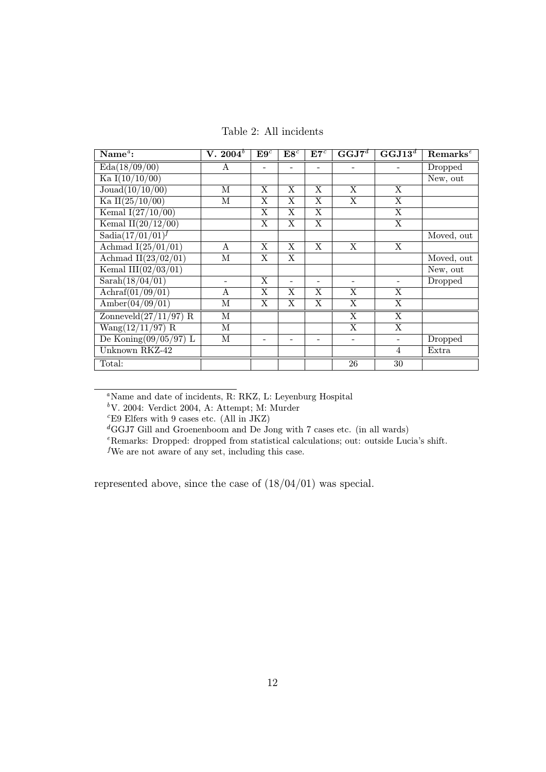Table 2: All incidents

| Name[a]: | V. 2004[b] | E9[c] | E8[c] | E7[c] | GGJ7[d] | GGJ13[d] | Remarks[e] |
|---|---|---|---|---|---|---|---|
| Eda(18/09/00) | A | - | - | - | - | - | Dropped |
| Ka I(10/10/00) | | | | | | | New, out |
| Jouad(10/10/00) | M | X | X | X | X | X | |
| Ka II(25/10/00) | M | X | X | X | X | X | |
| Kemal I(27/10/00) | | X | X | X | | X | |
| Kemal II(20/12/00) | | X | X | X | | X | |
| Sadia(17/01/01)[f] | | | | | | | Moved, out |
| Achmad I(25/01/01) | A | X | X | X | X | X | |
| Achmad II(23/02/01) | M | X | X | | | | Moved, out |
| Kemal III(02/03/01) | | | | | | | New, out |
| Sarah(18/04/01) | - | X | - | - | - | - | Dropped |
| Achraf(01/09/01) | A | X | X | X | X | X | |
| Amber(04/09/01) | M | X | X | X | X | X | |
| Zonneveld(27/11/97) R | M | | | | X | X | |
| Wang(12/11/97) R | M | | | | X | X | |
| De Koning(09/05/97) L | M | - | - | - | - | - | Dropped |
| Unknown RKZ-42 | | | | | | 4 | Extra |
| Total: | | | | | 26 | 30 | |

[a]Name and date of incidents, R: RKZ, L: Leyenburg Hospital

[b]V. 2004: Verdict 2004, A: Attempt; M: Murder

[c]E9 Elfers with 9 cases etc. (All in JKZ)

[d]GGJ7 Gill and Groenenboom and De Jong with 7 cases etc. (in all wards)

[e]Remarks: Dropped: dropped from statistical calculations; out: outside Lucia's shift.

[f]We are not aware of any set, including this case.

represented above, since the case of (18/04/01) was special.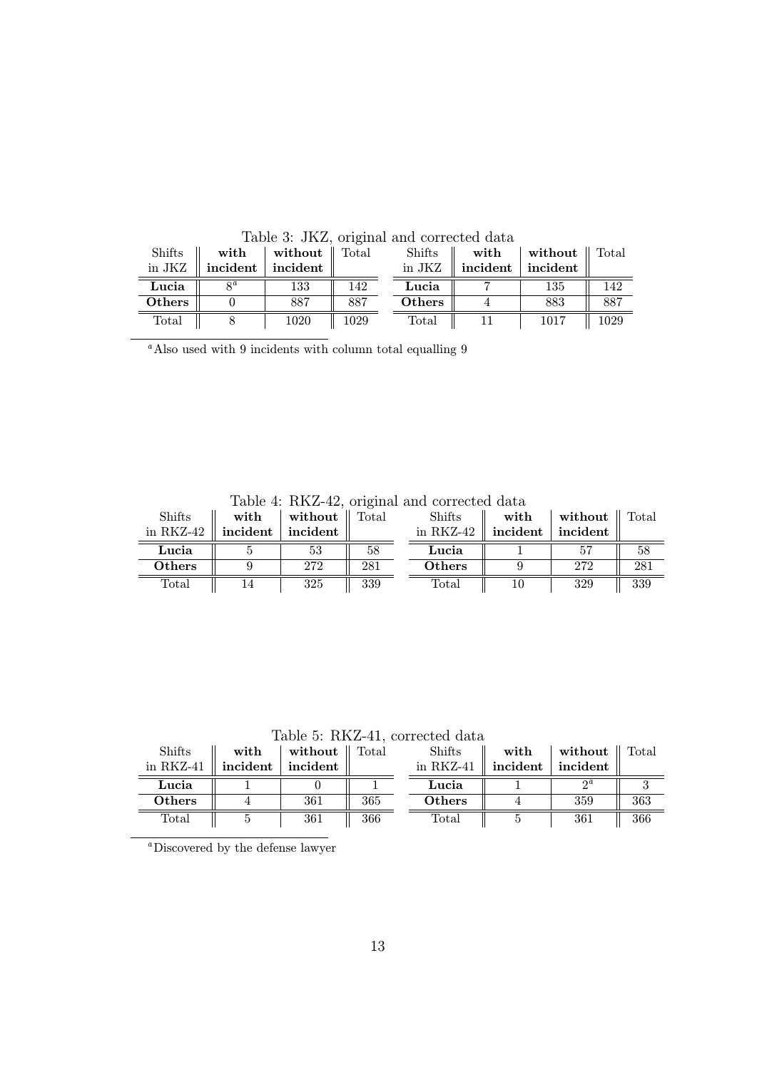Table 3: JKZ, original and corrected data

| Shifts in JKZ | with incident | without incident | Total |
|---|---|---|---|
| **Lucia** | 8[a] | 133 | 142 |
| **Others** | 0 | 887 | 887 |
| Total | 8 | 1020 | 1029 |

| Shifts in JKZ | with incident | without incident | Total |
|---|---|---|---|
| **Lucia** | 7 | 135 | 142 |
| **Others** | 4 | 883 | 887 |
| Total | 11 | 1017 | 1029 |

[a]Also used with 9 incidents with column total equalling 9

Table 4: RKZ-42, original and corrected data

| Shifts in RKZ-42 | with incident | without incident | Total |
|---|---|---|---|
| **Lucia** | 5 | 53 | 58 |
| **Others** | 9 | 272 | 281 |
| Total | 14 | 325 | 339 |

| Shifts in RKZ-42 | with incident | without incident | Total |
|---|---|---|---|
| **Lucia** | 1 | 57 | 58 |
| **Others** | 9 | 272 | 281 |
| Total | 10 | 329 | 339 |

Table 5: RKZ-41, corrected data

| Shifts in RKZ-41 | with incident | without incident | Total |
|---|---|---|---|
| **Lucia** | 1 | 0 | 1 |
| **Others** | 4 | 361 | 365 |
| Total | 5 | 361 | 366 |

| Shifts in RKZ-41 | with incident | without incident | Total |
|---|---|---|---|
| **Lucia** | 1 | 2[a] | 3 |
| **Others** | 4 | 359 | 363 |
| Total | 5 | 361 | 366 |

[a]Discovered by the defense lawyer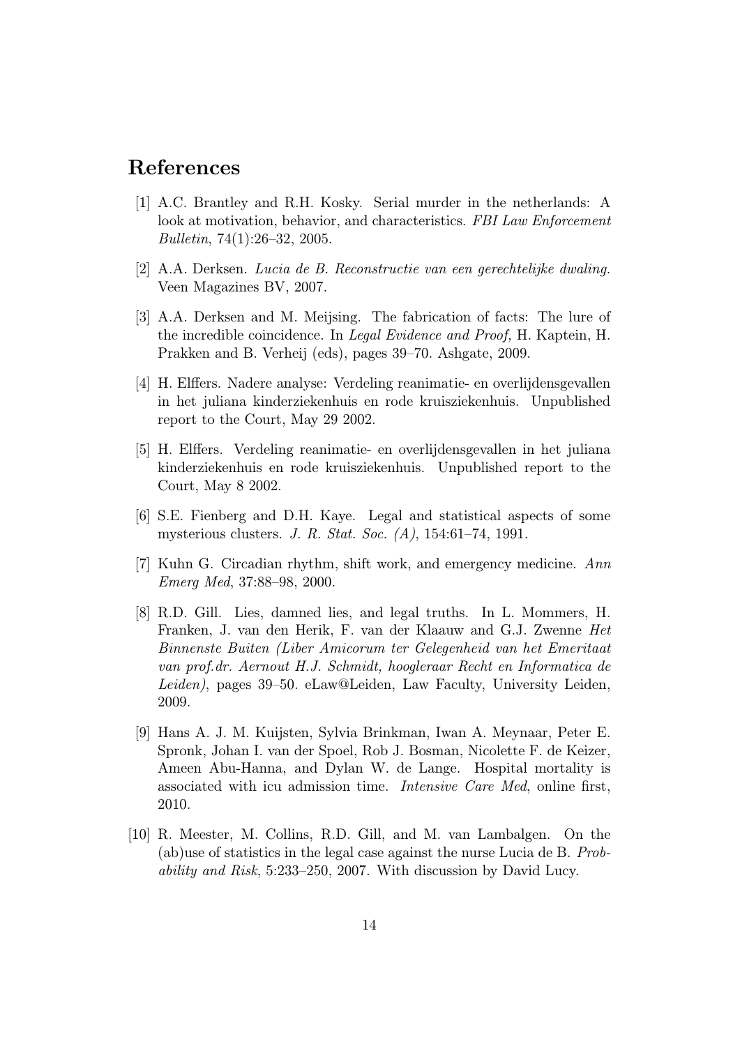## References

[1] A.C. Brantley and R.H. Kosky. Serial murder in the netherlands: A look at motivation, behavior, and characteristics. *FBI Law Enforcement Bulletin*, 74(1):26–32, 2005.

[2] A.A. Derksen. *Lucia de B. Reconstructie van een gerechtelijke dwaling.* Veen Magazines BV, 2007.

[3] A.A. Derksen and M. Meijsing. The fabrication of facts: The lure of the incredible coincidence. In *Legal Evidence and Proof,* H. Kaptein, H. Prakken and B. Verheij (eds), pages 39–70. Ashgate, 2009.

[4] H. Elffers. Nadere analyse: Verdeling reanimatie- en overlijdensgevallen in het juliana kinderziekenhuis en rode kruisziekenhuis. Unpublished report to the Court, May 29 2002.

[5] H. Elffers. Verdeling reanimatie- en overlijdensgevallen in het juliana kinderziekenhuis en rode kruisziekenhuis. Unpublished report to the Court, May 8 2002.

[6] S.E. Fienberg and D.H. Kaye. Legal and statistical aspects of some mysterious clusters. *J. R. Stat. Soc. (A)*, 154:61–74, 1991.

[7] Kuhn G. Circadian rhythm, shift work, and emergency medicine. *Ann Emerg Med*, 37:88–98, 2000.

[8] R.D. Gill. Lies, damned lies, and legal truths. In L. Mommers, H. Franken, J. van den Herik, F. van der Klaauw and G.J. Zwenne *Het Binnenste Buiten (Liber Amicorum ter Gelegenheid van het Emeritaat van prof.dr. Aernout H.J. Schmidt, hoogleraar Recht en Informatica de Leiden)*, pages 39–50. eLaw@Leiden, Law Faculty, University Leiden, 2009.

[9] Hans A. J. M. Kuijsten, Sylvia Brinkman, Iwan A. Meynaar, Peter E. Spronk, Johan I. van der Spoel, Rob J. Bosman, Nicolette F. de Keizer, Ameen Abu-Hanna, and Dylan W. de Lange. Hospital mortality is associated with icu admission time. *Intensive Care Med*, online first, 2010.

[10] R. Meester, M. Collins, R.D. Gill, and M. van Lambalgen. On the (ab)use of statistics in the legal case against the nurse Lucia de B. *Probability and Risk*, 5:233–250, 2007. With discussion by David Lucy.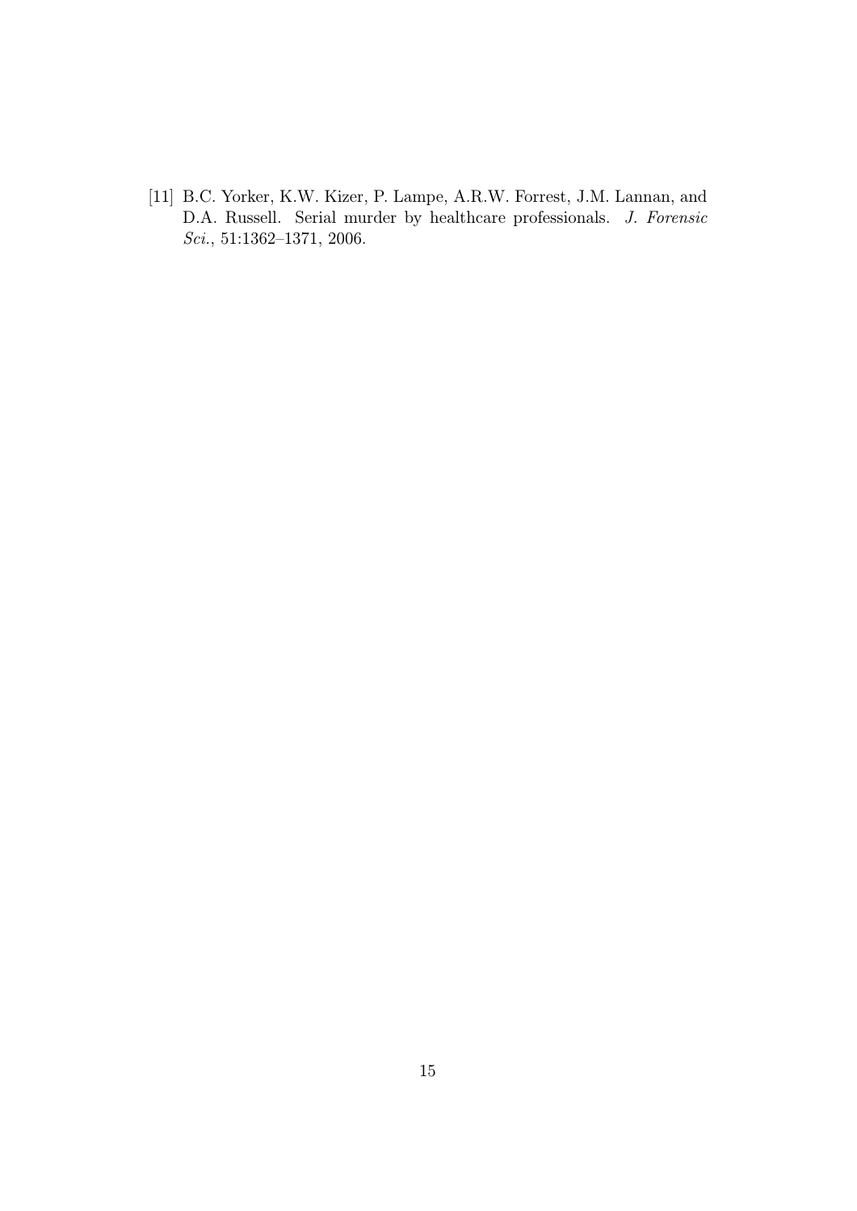[11] B.C. Yorker, K.W. Kizer, P. Lampe, A.R.W. Forrest, J.M. Lannan, and D.A. Russell. Serial murder by healthcare professionals. *J. Forensic Sci.*, 51:1362–1371, 2006.